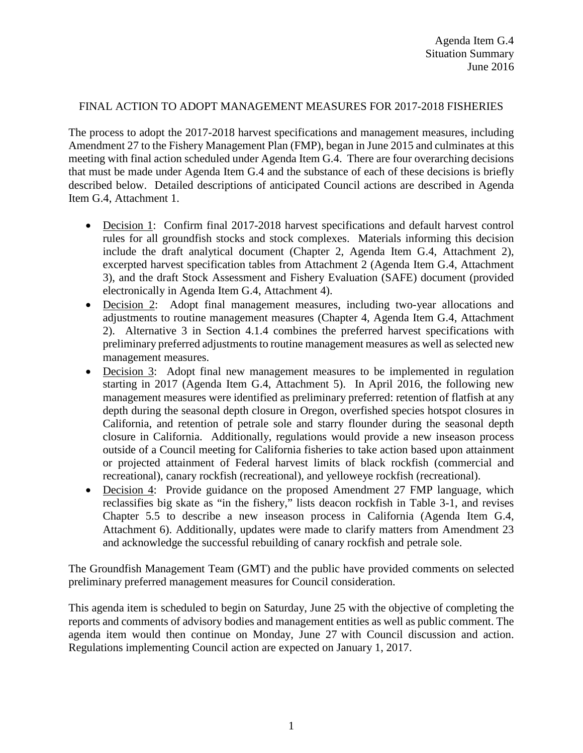Agenda Item G.4
Situation Summary
June 2016

# FINAL ACTION TO ADOPT MANAGEMENT MEASURES FOR 2017-2018 FISHERIES

The process to adopt the 2017-2018 harvest specifications and management measures, including Amendment 27 to the Fishery Management Plan (FMP), began in June 2015 and culminates at this meeting with final action scheduled under Agenda Item G.4. There are four overarching decisions that must be made under Agenda Item G.4 and the substance of each of these decisions is briefly described below. Detailed descriptions of anticipated Council actions are described in Agenda Item G.4, Attachment 1.

- Decision 1: Confirm final 2017-2018 harvest specifications and default harvest control rules for all groundfish stocks and stock complexes. Materials informing this decision include the draft analytical document (Chapter 2, Agenda Item G.4, Attachment 2), excerpted harvest specification tables from Attachment 2 (Agenda Item G.4, Attachment 3), and the draft Stock Assessment and Fishery Evaluation (SAFE) document (provided electronically in Agenda Item G.4, Attachment 4).
- Decision 2: Adopt final management measures, including two-year allocations and adjustments to routine management measures (Chapter 4, Agenda Item G.4, Attachment 2). Alternative 3 in Section 4.1.4 combines the preferred harvest specifications with preliminary preferred adjustments to routine management measures as well as selected new management measures.
- Decision 3: Adopt final new management measures to be implemented in regulation starting in 2017 (Agenda Item G.4, Attachment 5). In April 2016, the following new management measures were identified as preliminary preferred: retention of flatfish at any depth during the seasonal depth closure in Oregon, overfished species hotspot closures in California, and retention of petrale sole and starry flounder during the seasonal depth closure in California. Additionally, regulations would provide a new inseason process outside of a Council meeting for California fisheries to take action based upon attainment or projected attainment of Federal harvest limits of black rockfish (commercial and recreational), canary rockfish (recreational), and yelloweye rockfish (recreational).
- Decision 4: Provide guidance on the proposed Amendment 27 FMP language, which reclassifies big skate as "in the fishery," lists deacon rockfish in Table 3-1, and revises Chapter 5.5 to describe a new inseason process in California (Agenda Item G.4, Attachment 6). Additionally, updates were made to clarify matters from Amendment 23 and acknowledge the successful rebuilding of canary rockfish and petrale sole.

The Groundfish Management Team (GMT) and the public have provided comments on selected preliminary preferred management measures for Council consideration.

This agenda item is scheduled to begin on Saturday, June 25 with the objective of completing the reports and comments of advisory bodies and management entities as well as public comment. The agenda item would then continue on Monday, June 27 with Council discussion and action. Regulations implementing Council action are expected on January 1, 2017.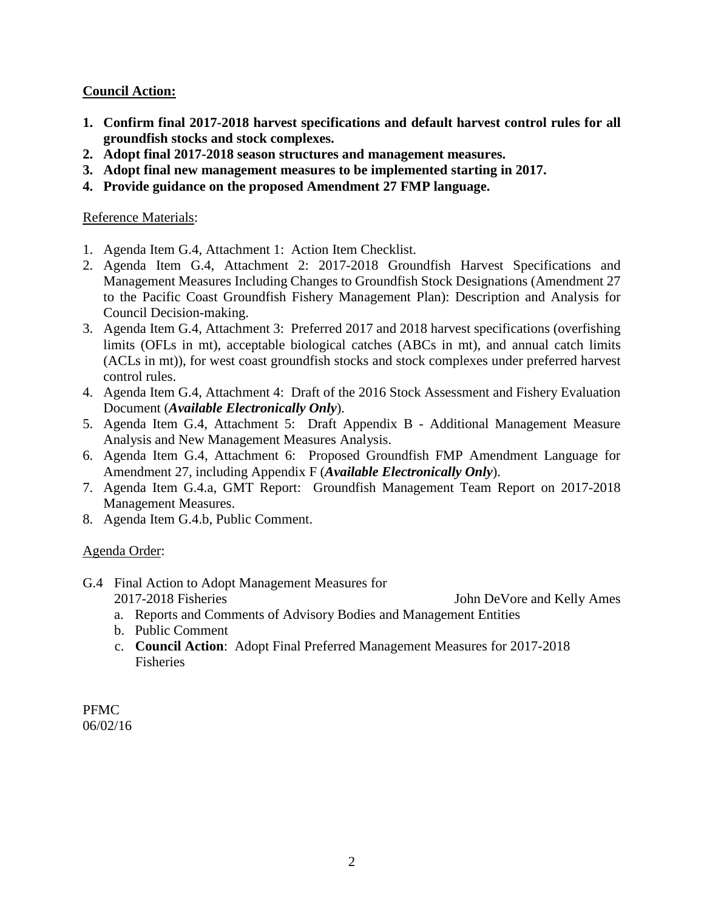**Council Action:**

1. **Confirm final 2017-2018 harvest specifications and default harvest control rules for all groundfish stocks and stock complexes.**
2. **Adopt final 2017-2018 season structures and management measures.**
3. **Adopt final new management measures to be implemented starting in 2017.**
4. **Provide guidance on the proposed Amendment 27 FMP language.**

Reference Materials:

1. Agenda Item G.4, Attachment 1: Action Item Checklist.
2. Agenda Item G.4, Attachment 2: 2017-2018 Groundfish Harvest Specifications and Management Measures Including Changes to Groundfish Stock Designations (Amendment 27 to the Pacific Coast Groundfish Fishery Management Plan): Description and Analysis for Council Decision-making.
3. Agenda Item G.4, Attachment 3: Preferred 2017 and 2018 harvest specifications (overfishing limits (OFLs in mt), acceptable biological catches (ABCs in mt), and annual catch limits (ACLs in mt)), for west coast groundfish stocks and stock complexes under preferred harvest control rules.
4. Agenda Item G.4, Attachment 4: Draft of the 2016 Stock Assessment and Fishery Evaluation Document (***Available Electronically Only***).
5. Agenda Item G.4, Attachment 5: Draft Appendix B - Additional Management Measure Analysis and New Management Measures Analysis.
6. Agenda Item G.4, Attachment 6: Proposed Groundfish FMP Amendment Language for Amendment 27, including Appendix F (***Available Electronically Only***).
7. Agenda Item G.4.a, GMT Report: Groundfish Management Team Report on 2017-2018 Management Measures.
8. Agenda Item G.4.b, Public Comment.

Agenda Order:

G.4 Final Action to Adopt Management Measures for 2017-2018 Fisheries — John DeVore and Kelly Ames

   a. Reports and Comments of Advisory Bodies and Management Entities
   b. Public Comment
   c. **Council Action**: Adopt Final Preferred Management Measures for 2017-2018 Fisheries

PFMC
06/02/16